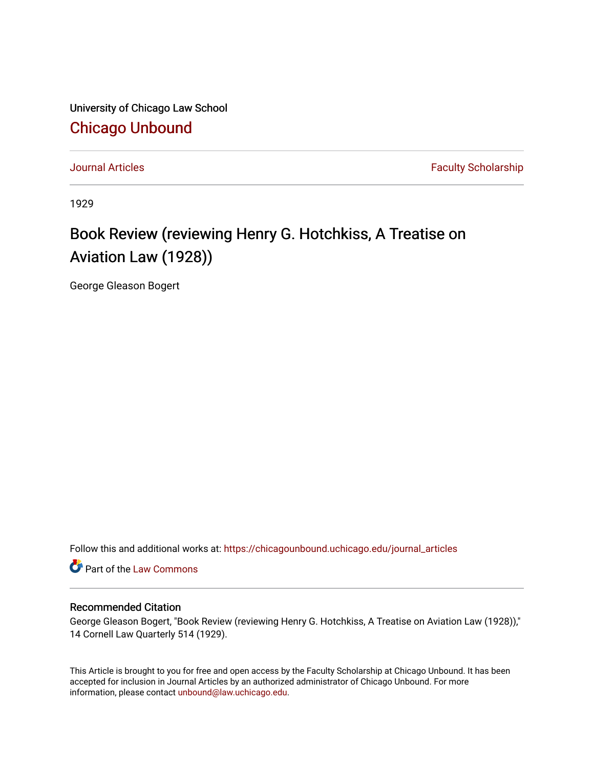University of Chicago Law School

## Chicago Unbound

Journal Articles | Faculty Scholarship

1929

# Book Review (reviewing Henry G. Hotchkiss, A Treatise on Aviation Law (1928))

George Gleason Bogert

Follow this and additional works at: https://chicagounbound.uchicago.edu/journal_articles

Part of the Law Commons

### Recommended Citation

George Gleason Bogert, "Book Review (reviewing Henry G. Hotchkiss, A Treatise on Aviation Law (1928))," 14 Cornell Law Quarterly 514 (1929).

This Article is brought to you for free and open access by the Faculty Scholarship at Chicago Unbound. It has been accepted for inclusion in Journal Articles by an authorized administrator of Chicago Unbound. For more information, please contact unbound@law.uchicago.edu.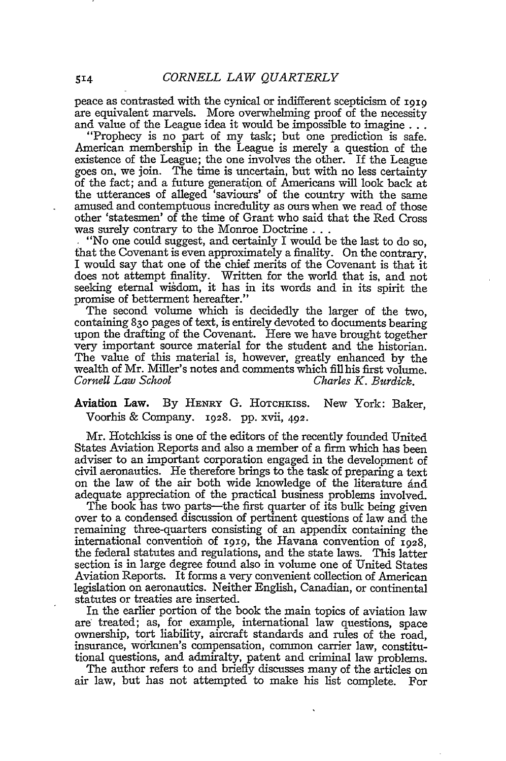peace as contrasted with the cynical or indifferent scepticism of 1919 are equivalent marvels. More overwhelming proof of the necessity and value of the League idea it would be impossible to imagine . . .

"Prophecy is no part of my task; but one prediction is safe. American membership in the League is merely a question of the existence of the League; the one involves the other. If the League goes on, we join. The time is uncertain, but with no less certainty of the fact; and a future generation of Americans will look back at the utterances of alleged 'saviours' of the country with the same amused and contemptuous incredulity as ours when we read of those other 'statesmen' of the time of Grant who said that the Red Cross was surely contrary to the Monroe Doctrine . . .

"No one could suggest, and certainly I would be the last to do so, that the Covenant is even approximately a finality. On the contrary, I would say that one of the chief merits of the Covenant is that it does not attempt finality. Written for the world that is, and not seeking eternal wisdom, it has in its words and in its spirit the promise of betterment hereafter."

The second volume which is decidedly the larger of the two, containing 830 pages of text, is entirely devoted to documents bearing upon the drafting of the Covenant. Here we have brought together very important source material for the student and the historian. The value of this material is, however, greatly enhanced by the wealth of Mr. Miller's notes and comments which fill his first volume.

*Cornell Law School* *Charles K. Burdick.*

**Aviation Law.** By HENRY G. HOTCHKISS. New York: Baker, Voorhis & Company. 1928. pp. xvii, 492.

Mr. Hotchkiss is one of the editors of the recently founded United States Aviation Reports and also a member of a firm which has been adviser to an important corporation engaged in the development of civil aeronautics. He therefore brings to the task of preparing a text on the law of the air both wide knowledge of the literature and adequate appreciation of the practical business problems involved.

The book has two parts—the first quarter of its bulk being given over to a condensed discussion of pertinent questions of law and the remaining three-quarters consisting of an appendix containing the international convention of 1919, the Havana convention of 1928, the federal statutes and regulations, and the state laws. This latter section is in large degree found also in volume one of United States Aviation Reports. It forms a very convenient collection of American legislation on aeronautics. Neither English, Canadian, or continental statutes or treaties are inserted.

In the earlier portion of the book the main topics of aviation law are treated; as, for example, international law questions, space ownership, tort liability, aircraft standards and rules of the road, insurance, workmen's compensation, common carrier law, constitutional questions, and admiralty, patent and criminal law problems.

The author refers to and briefly discusses many of the articles on air law, but has not attempted to make his list complete. For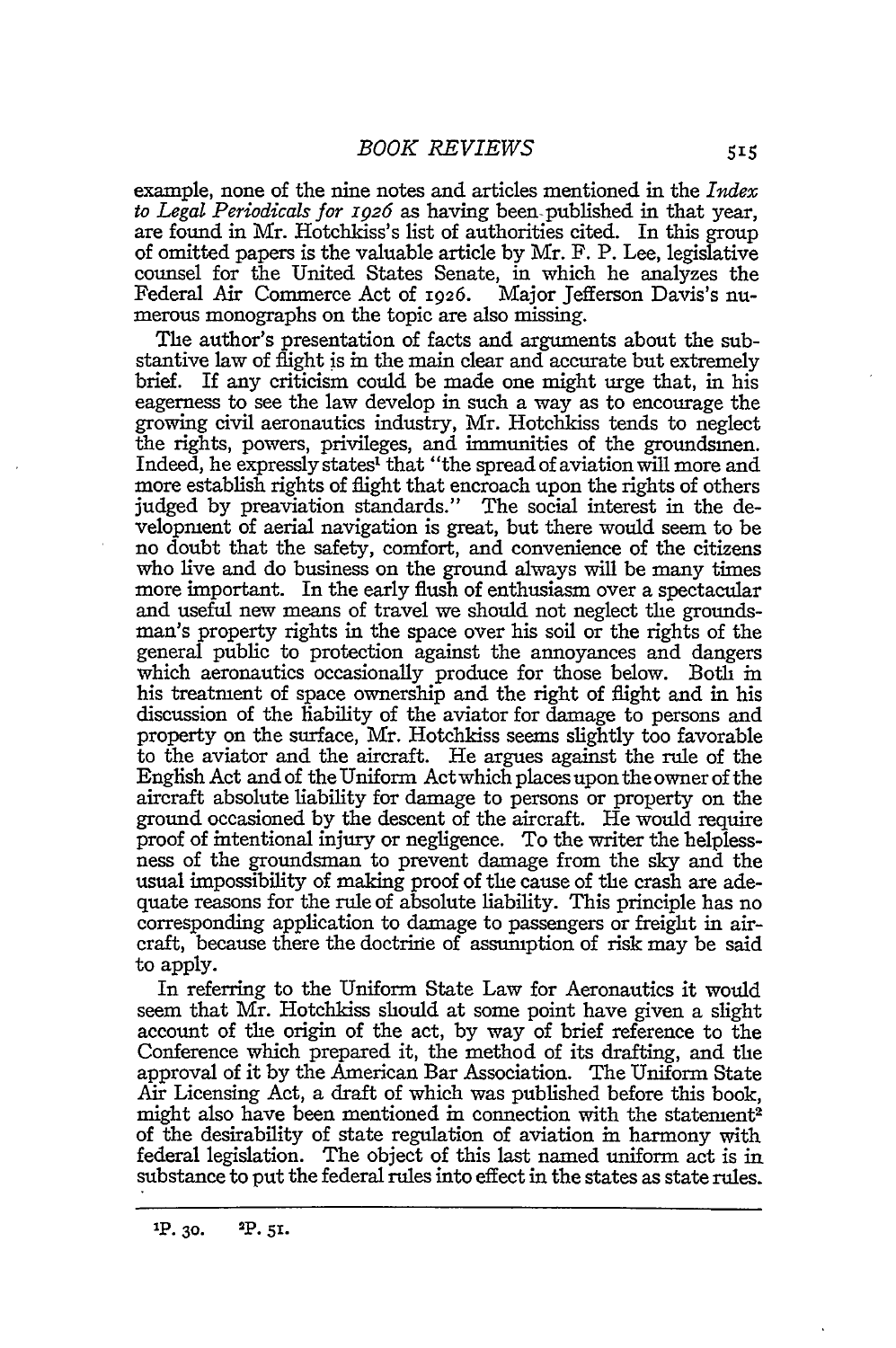example, none of the nine notes and articles mentioned in the *Index to Legal Periodicals for 1926* as having been published in that year, are found in Mr. Hotchkiss's list of authorities cited. In this group of omitted papers is the valuable article by Mr. F. P. Lee, legislative counsel for the United States Senate, in which he analyzes the Federal Air Commerce Act of 1926. Major Jefferson Davis's numerous monographs on the topic are also missing.

The author's presentation of facts and arguments about the substantive law of flight is in the main clear and accurate but extremely brief. If any criticism could be made one might urge that, in his eagerness to see the law develop in such a way as to encourage the growing civil aeronautics industry, Mr. Hotchkiss tends to neglect the rights, powers, privileges, and immunities of the groundsmen. Indeed, he expressly states[1] that "the spread of aviation will more and more establish rights of flight that encroach upon the rights of others judged by preaviation standards." The social interest in the development of aerial navigation is great, but there would seem to be no doubt that the safety, comfort, and convenience of the citizens who live and do business on the ground always will be many times more important. In the early flush of enthusiasm over a spectacular and useful new means of travel we should not neglect the groundsman's property rights in the space over his soil or the rights of the general public to protection against the annoyances and dangers which aeronautics occasionally produce for those below. Both in his treatment of space ownership and the right of flight and in his discussion of the liability of the aviator for damage to persons and property on the surface, Mr. Hotchkiss seems slightly too favorable to the aviator and the aircraft. He argues against the rule of the English Act and of the Uniform Act which places upon the owner of the aircraft absolute liability for damage to persons or property on the ground occasioned by the descent of the aircraft. He would require proof of intentional injury or negligence. To the writer the helplessness of the groundsman to prevent damage from the sky and the usual impossibility of making proof of the cause of the crash are adequate reasons for the rule of absolute liability. This principle has no corresponding application to damage to passengers or freight in aircraft, because there the doctrine of assumption of risk may be said to apply.

In referring to the Uniform State Law for Aeronautics it would seem that Mr. Hotchkiss should at some point have given a slight account of the origin of the act, by way of brief reference to the Conference which prepared it, the method of its drafting, and the approval of it by the American Bar Association. The Uniform State Air Licensing Act, a draft of which was published before this book, might also have been mentioned in connection with the statement[2] of the desirability of state regulation of aviation in harmony with federal legislation. The object of this last named uniform act is in substance to put the federal rules into effect in the states as state rules.

---

[1] P. 30. [2] P. 51.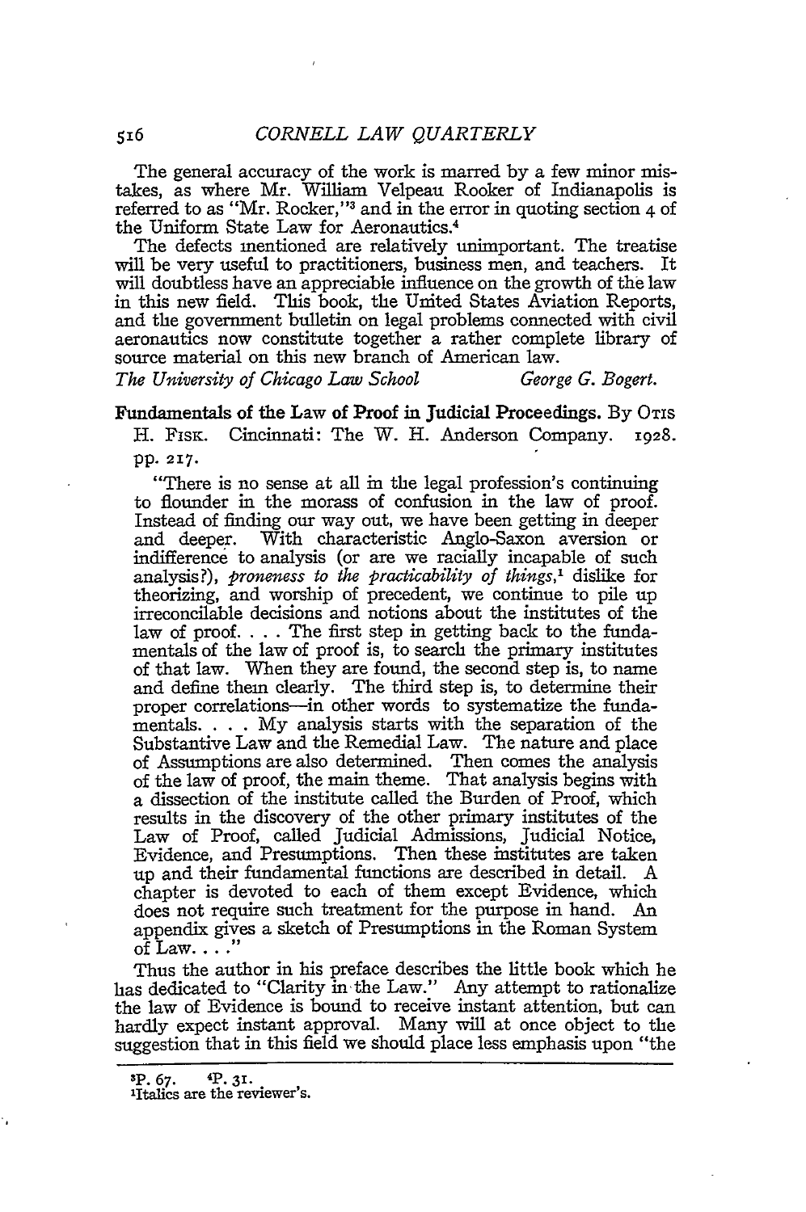The general accuracy of the work is marred by a few minor mistakes, as where Mr. William Velpeau Rooker of Indianapolis is referred to as "Mr. Rocker,"[3] and in the error in quoting section 4 of the Uniform State Law for Aeronautics.[4]

The defects mentioned are relatively unimportant. The treatise will be very useful to practitioners, business men, and teachers. It will doubtless have an appreciable influence on the growth of the law in this new field. This book, the United States Aviation Reports, and the government bulletin on legal problems connected with civil aeronautics now constitute together a rather complete library of source material on this new branch of American law.

*The University of Chicago Law School* — *George G. Bogert.*

**Fundamentals of the Law of Proof in Judicial Proceedings.** By Otis H. Fisk. Cincinnati: The W. H. Anderson Company. 1928. pp. 217.

> "There is no sense at all in the legal profession's continuing to flounder in the morass of confusion in the law of proof. Instead of finding our way out, we have been getting in deeper and deeper. With characteristic Anglo-Saxon aversion or indifference to analysis (or are we racially incapable of such analysis?), *proneness to the practicability of things*,[1] dislike for theorizing, and worship of precedent, we continue to pile up irreconcilable decisions and notions about the institutes of the law of proof. . . . The first step in getting back to the fundamentals of the law of proof is, to search the primary institutes of that law. When they are found, the second step is, to name and define them clearly. The third step is, to determine their proper correlations—in other words to systematize the fundamentals. . . . My analysis starts with the separation of the Substantive Law and the Remedial Law. The nature and place of Assumptions are also determined. Then comes the analysis of the law of proof, the main theme. That analysis begins with a dissection of the institute called the Burden of Proof, which results in the discovery of the other primary institutes of the Law of Proof, called Judicial Admissions, Judicial Notice, Evidence, and Presumptions. Then these institutes are taken up and their fundamental functions are described in detail. A chapter is devoted to each of them except Evidence, which does not require such treatment for the purpose in hand. An appendix gives a sketch of Presumptions in the Roman System of Law. . . ."

Thus the author in his preface describes the little book which he has dedicated to "Clarity in the Law." Any attempt to rationalize the law of Evidence is bound to receive instant attention, but can hardly expect instant approval. Many will at once object to the suggestion that in this field we should place less emphasis upon "the

---

[3]P. 67. [4]P. 31.

[1]Italics are the reviewer's.